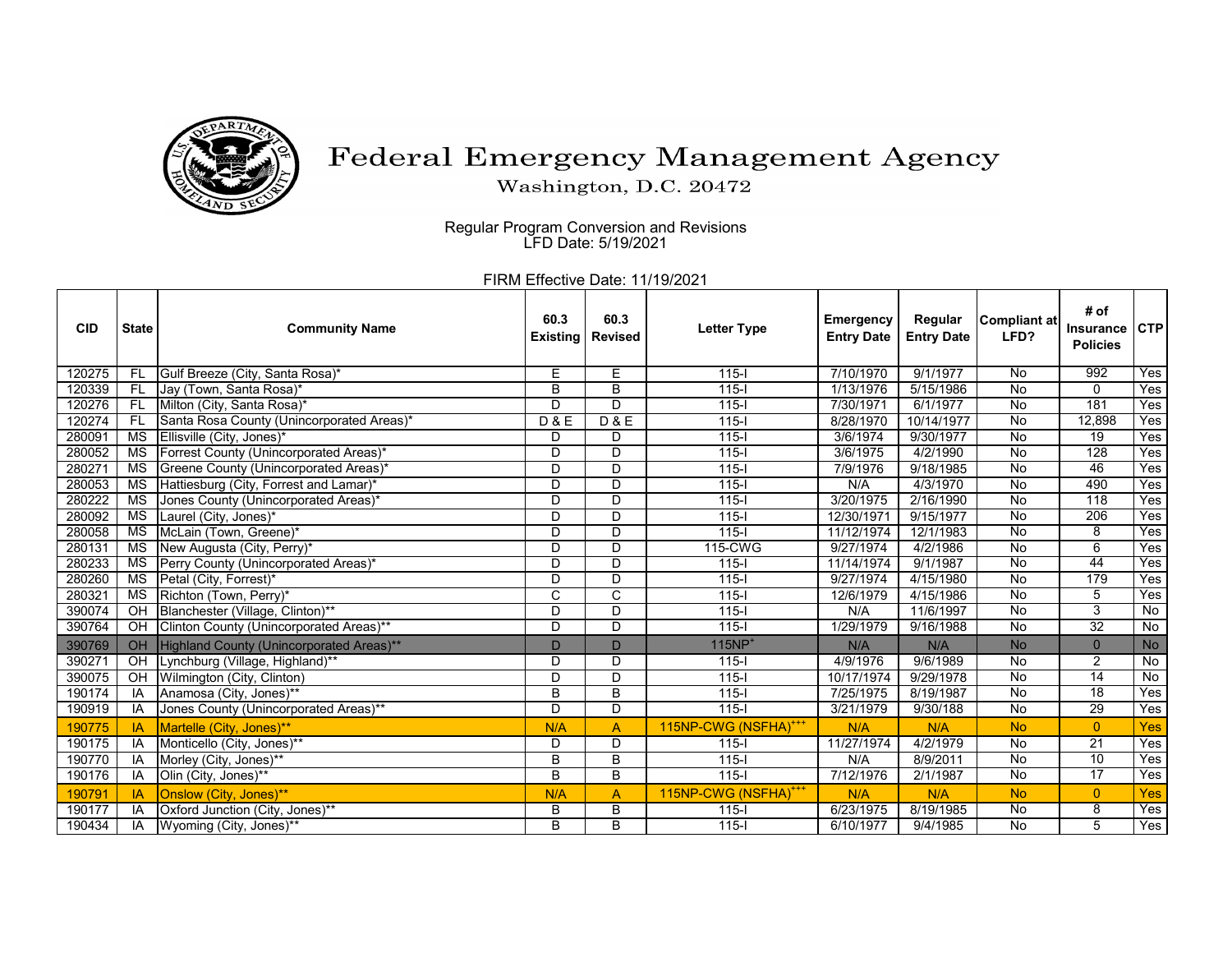# Federal Emergency Management Agency

Washington, D.C. 20472

Regular Program Conversion and Revisions
LFD Date: 5/19/2021

FIRM Effective Date: 11/19/2021

| CID | State | Community Name | 60.3 Existing | 60.3 Revised | Letter Type | Emergency Entry Date | Regular Entry Date | Compliant at LFD? | # of Insurance Policies | CTP |
|---|---|---|---|---|---|---|---|---|---|---|
| 120275 | FL | Gulf Breeze (City, Santa Rosa)* | E | E | 115-I | 7/10/1970 | 9/1/1977 | No | 992 | Yes |
| 120339 | FL | Jay (Town, Santa Rosa)* | B | B | 115-I | 1/13/1976 | 5/15/1986 | No | 0 | Yes |
| 120276 | FL | Milton (City, Santa Rosa)* | D | D | 115-I | 7/30/1971 | 6/1/1977 | No | 181 | Yes |
| 120274 | FL | Santa Rosa County (Unincorporated Areas)* | D & E | D & E | 115-I | 8/28/1970 | 10/14/1977 | No | 12,898 | Yes |
| 280091 | MS | Ellisville (City, Jones)* | D | D | 115-I | 3/6/1974 | 9/30/1977 | No | 19 | Yes |
| 280052 | MS | Forrest County (Unincorporated Areas)* | D | D | 115-I | 3/6/1975 | 4/2/1990 | No | 128 | Yes |
| 280271 | MS | Greene County (Unincorporated Areas)* | D | D | 115-I | 7/9/1976 | 9/18/1985 | No | 46 | Yes |
| 280053 | MS | Hattiesburg (City, Forrest and Lamar)* | D | D | 115-I | N/A | 4/3/1970 | No | 490 | Yes |
| 280222 | MS | Jones County (Unincorporated Areas)* | D | D | 115-I | 3/20/1975 | 2/16/1990 | No | 118 | Yes |
| 280092 | MS | Laurel (City, Jones)* | D | D | 115-I | 12/30/1971 | 9/15/1977 | No | 206 | Yes |
| 280058 | MS | McLain (Town, Greene)* | D | D | 115-I | 11/12/1974 | 12/1/1983 | No | 8 | Yes |
| 280131 | MS | New Augusta (City, Perry)* | D | D | 115-CWG | 9/27/1974 | 4/2/1986 | No | 6 | Yes |
| 280233 | MS | Perry County (Unincorporated Areas)* | D | D | 115-I | 11/14/1974 | 9/1/1987 | No | 44 | Yes |
| 280260 | MS | Petal (City, Forrest)* | D | D | 115-I | 9/27/1974 | 4/15/1980 | No | 179 | Yes |
| 280321 | MS | Richton (Town, Perry)* | C | C | 115-I | 12/6/1979 | 4/15/1986 | No | 5 | Yes |
| 390074 | OH | Blanchester (Village, Clinton)** | D | D | 115-I | N/A | 11/6/1997 | No | 3 | No |
| 390764 | OH | Clinton County (Unincorporated Areas)** | D | D | 115-I | 1/29/1979 | 9/16/1988 | No | 32 | No |
| 390769 | OH | Highland County (Unincorporated Areas)** | D | D | 115NP+ | N/A | N/A | No | 0 | No |
| 390271 | OH | Lynchburg (Village, Highland)** | D | D | 115-I | 4/9/1976 | 9/6/1989 | No | 2 | No |
| 390075 | OH | Wilmington (City, Clinton) | D | D | 115-I | 10/17/1974 | 9/29/1978 | No | 14 | No |
| 190174 | IA | Anamosa (City, Jones)** | B | B | 115-I | 7/25/1975 | 8/19/1987 | No | 18 | Yes |
| 190919 | IA | Jones County (Unincorporated Areas)** | D | D | 115-I | 3/21/1979 | 9/30/188 | No | 29 | Yes |
| 190775 | IA | Martelle (City, Jones)** | N/A | A | 115NP-CWG (NSFHA)+++ | N/A | N/A | No | 0 | Yes |
| 190175 | IA | Monticello (City, Jones)** | D | D | 115-I | 11/27/1974 | 4/2/1979 | No | 21 | Yes |
| 190770 | IA | Morley (City, Jones)** | B | B | 115-I | N/A | 8/9/2011 | No | 10 | Yes |
| 190176 | IA | Olin (City, Jones)** | B | B | 115-I | 7/12/1976 | 2/1/1987 | No | 17 | Yes |
| 190791 | IA | Onslow (City, Jones)** | N/A | A | 115NP-CWG (NSFHA)+++ | N/A | N/A | No | 0 | Yes |
| 190177 | IA | Oxford Junction (City, Jones)** | B | B | 115-I | 6/23/1975 | 8/19/1985 | No | 8 | Yes |
| 190434 | IA | Wyoming (City, Jones)** | B | B | 115-I | 6/10/1977 | 9/4/1985 | No | 5 | Yes |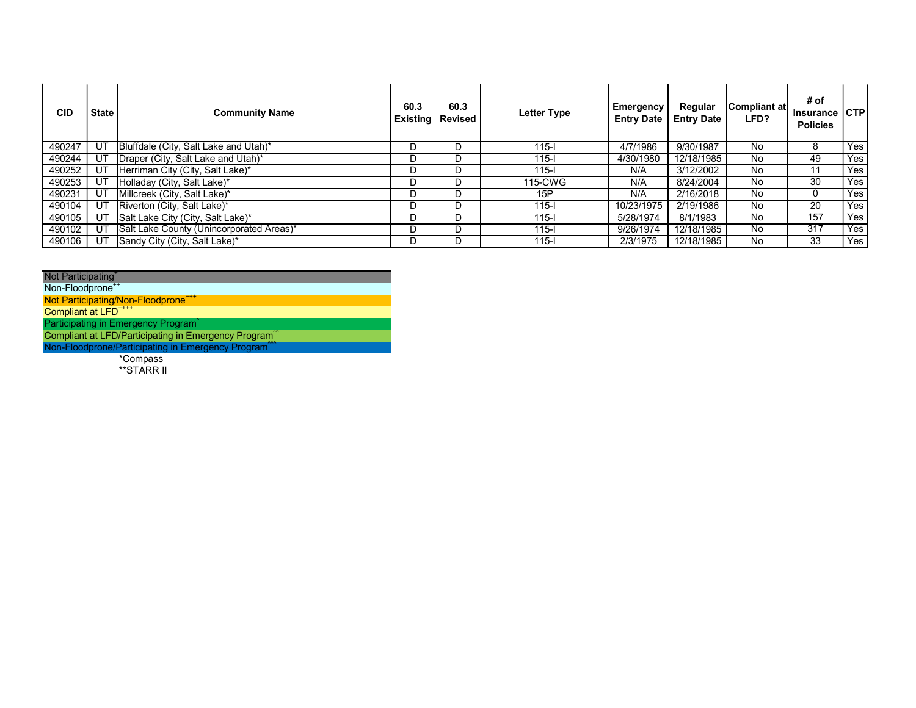| CID | State | Community Name | 60.3 Existing | 60.3 Revised | Letter Type | Emergency Entry Date | Regular Entry Date | Compliant at LFD? | # of Insurance Policies | CTP |
|---|---|---|---|---|---|---|---|---|---|---|
| 490247 | UT | Bluffdale (City, Salt Lake and Utah)* | D | D | 115-I | 4/7/1986 | 9/30/1987 | No | 8 | Yes |
| 490244 | UT | Draper (City, Salt Lake and Utah)* | D | D | 115-I | 4/30/1980 | 12/18/1985 | No | 49 | Yes |
| 490252 | UT | Herriman City (City, Salt Lake)* | D | D | 115-I | N/A | 3/12/2002 | No | 11 | Yes |
| 490253 | UT | Holladay (City, Salt Lake)* | D | D | 115-CWG | N/A | 8/24/2004 | No | 30 | Yes |
| 490231 | UT | Millcreek (City, Salt Lake)* | D | D | 15P | N/A | 2/16/2018 | No | 0 | Yes |
| 490104 | UT | Riverton (City, Salt Lake)* | D | D | 115-I | 10/23/1975 | 2/19/1986 | No | 20 | Yes |
| 490105 | UT | Salt Lake City (City, Salt Lake)* | D | D | 115-I | 5/28/1974 | 8/1/1983 | No | 157 | Yes |
| 490102 | UT | Salt Lake County (Unincorporated Areas)* | D | D | 115-I | 9/26/1974 | 12/18/1985 | No | 317 | Yes |
| 490106 | UT | Sandy City (City, Salt Lake)* | D | D | 115-I | 2/3/1975 | 12/18/1985 | No | 33 | Yes |

Not Participating+

Non-Floodprone++

Not Participating/Non-Floodprone+++

Compliant at LFD++++

Participating in Emergency Program^

Compliant at LFD/Participating in Emergency Program^^

Non-Floodprone/Participating in Emergency Program^^^

*Compass

**STARR II